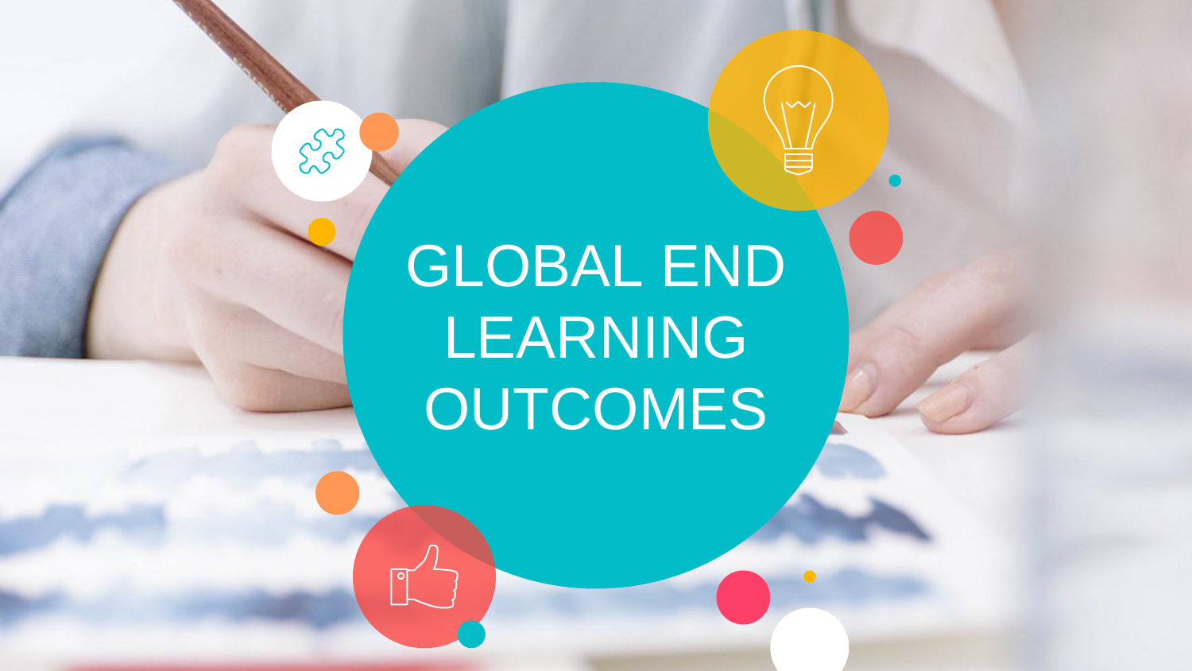# GLOBAL END LEARNING OUTCOMES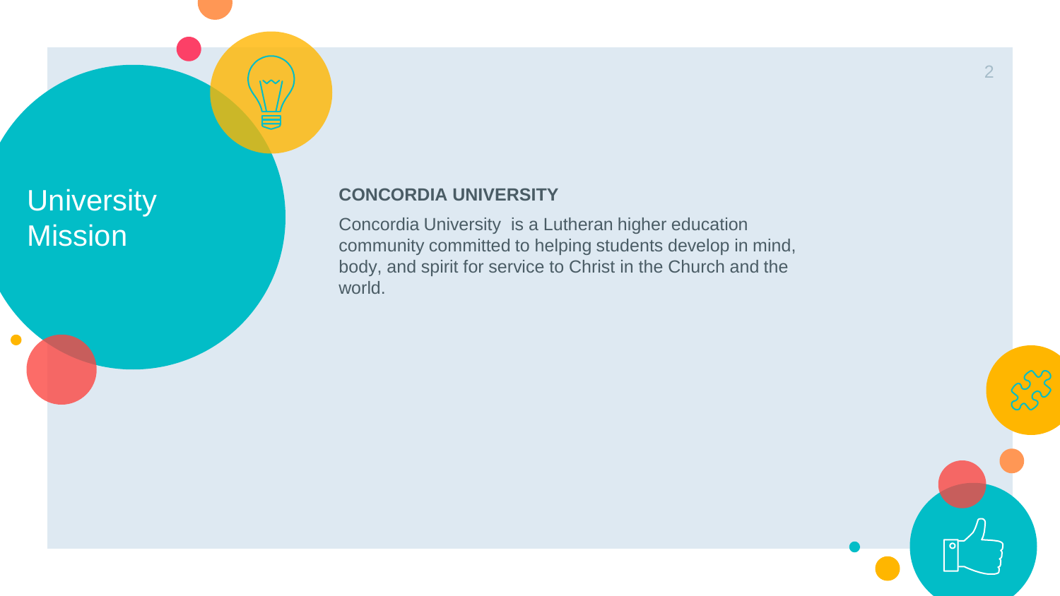# University Mission

**CONCORDIA UNIVERSITY**

Concordia University  is a Lutheran higher education community committed to helping students develop in mind, body, and spirit for service to Christ in the Church and the world.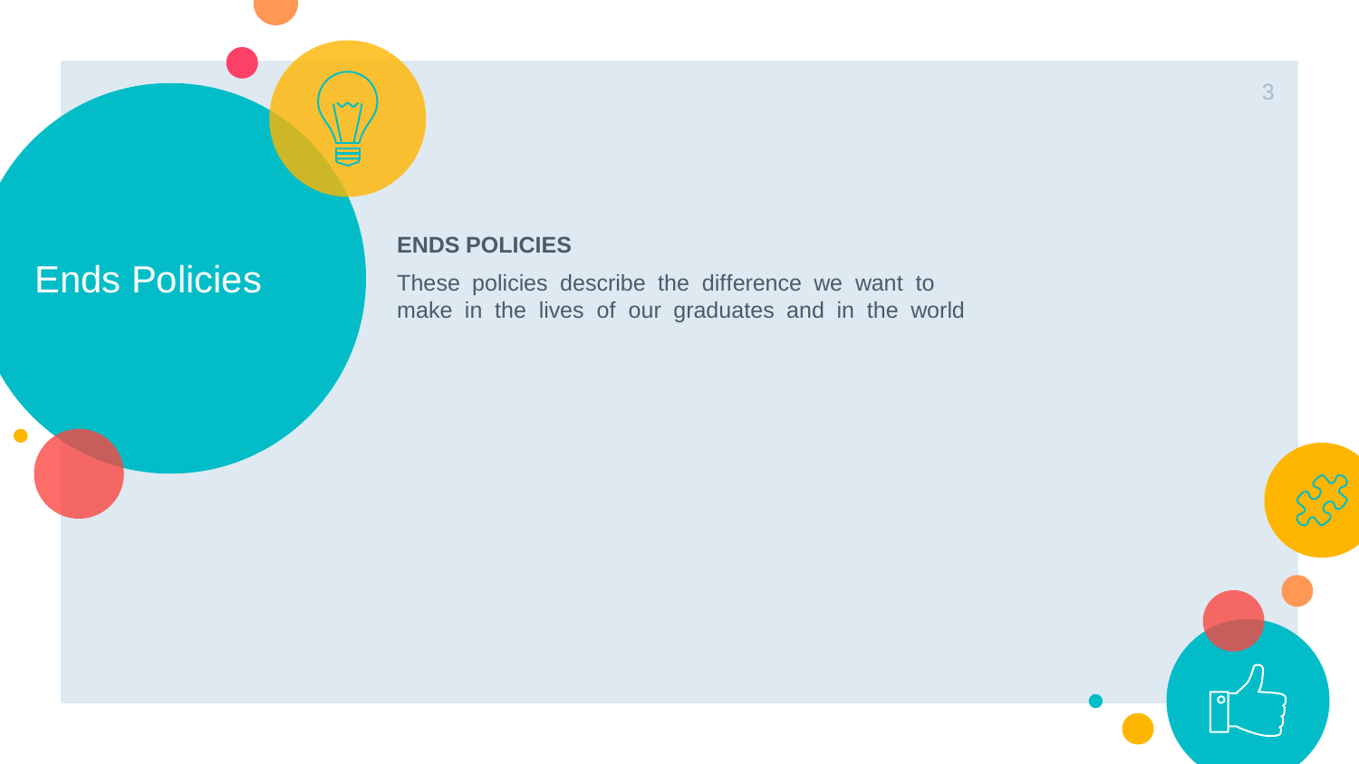# Ends Policies

**ENDS POLICIES**

These policies describe the difference we want to make in the lives of our graduates and in the world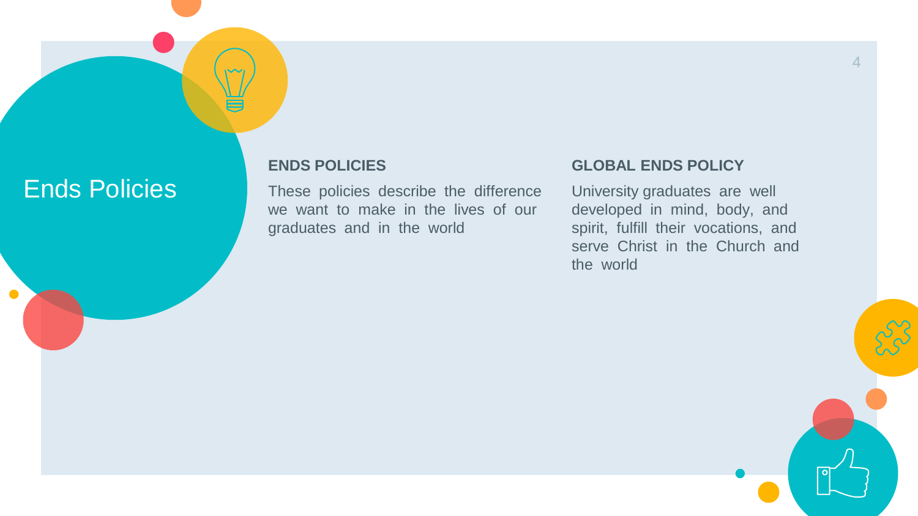# Ends Policies

## ENDS POLICIES

These policies describe the difference we want to make in the lives of our graduates and in the world

## GLOBAL ENDS POLICY

University graduates are well developed in mind, body, and spirit, fulfill their vocations, and serve Christ in the Church and the world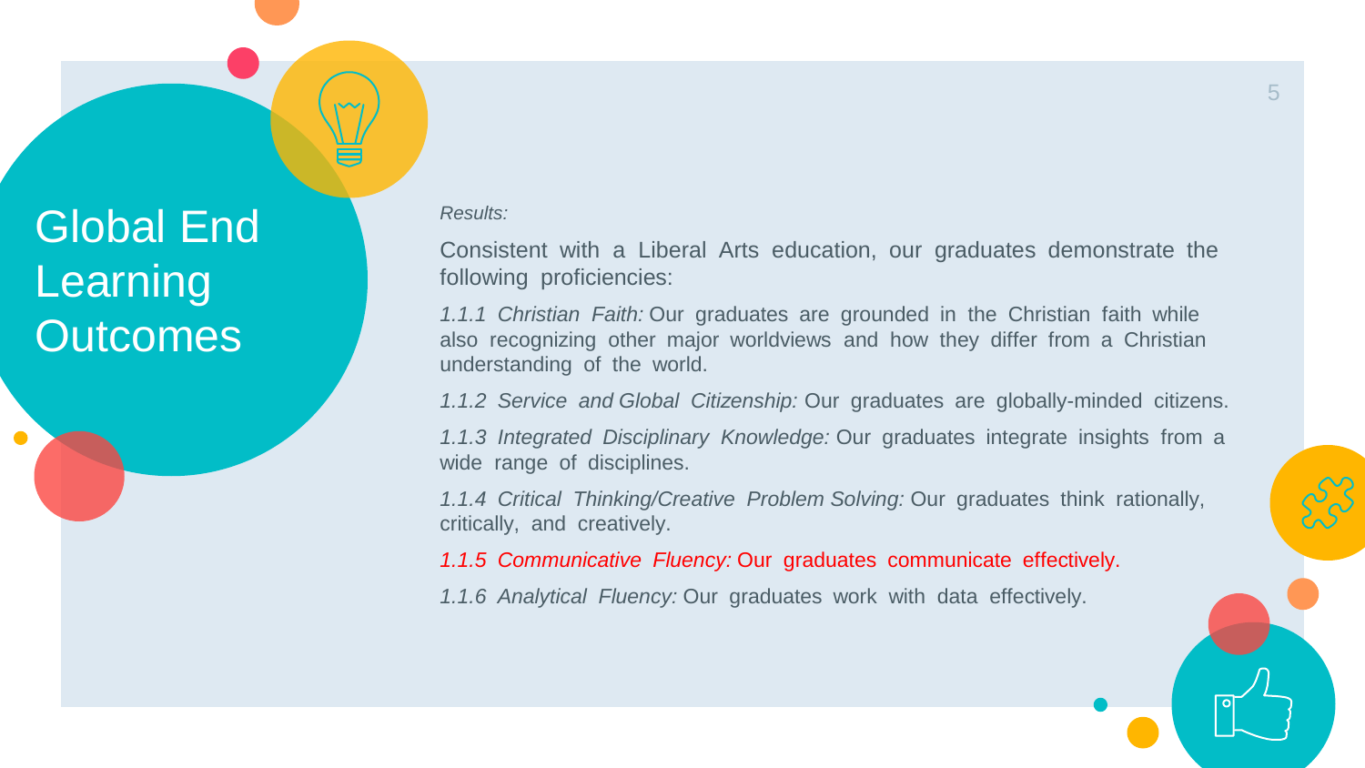# Global End Learning Outcomes

*Results:*

Consistent with a Liberal Arts education, our graduates demonstrate the following proficiencies:

*1.1.1 Christian Faith:* Our graduates are grounded in the Christian faith while also recognizing other major worldviews and how they differ from a Christian understanding of the world.

*1.1.2 Service and Global Citizenship:* Our graduates are globally-minded citizens.

*1.1.3 Integrated Disciplinary Knowledge:* Our graduates integrate insights from a wide range of disciplines.

*1.1.4 Critical Thinking/Creative Problem Solving:* Our graduates think rationally, critically, and creatively.

*1.1.5 Communicative Fluency:* Our graduates communicate effectively.

*1.1.6 Analytical Fluency:* Our graduates work with data effectively.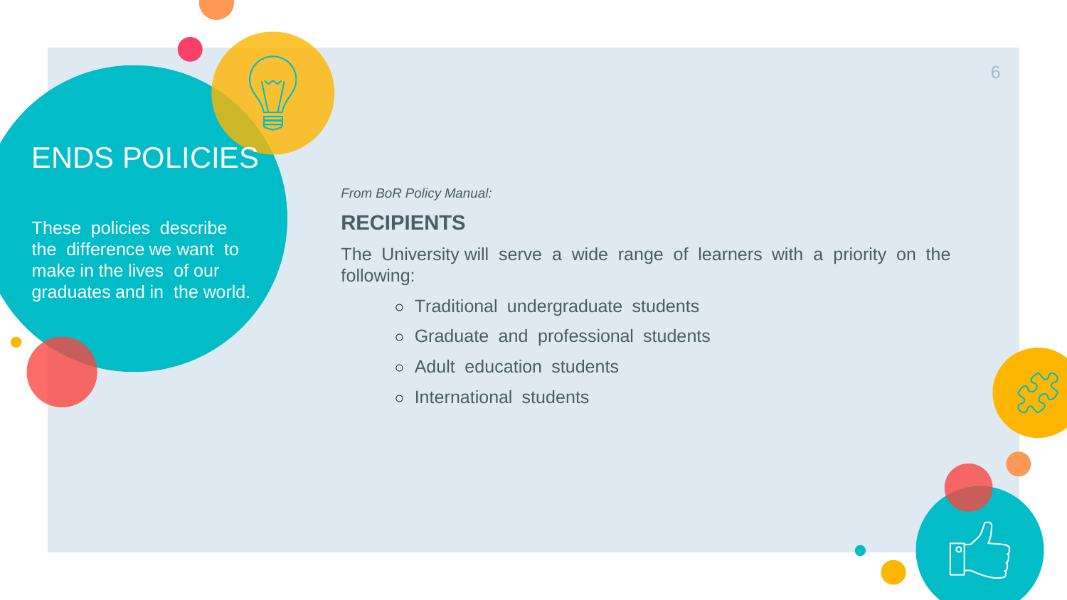# ENDS POLICIES

These policies describe the difference we want to make in the lives of our graduates and in the world.

*From BoR Policy Manual:*

## RECIPIENTS

The University will serve a wide range of learners with a priority on the following:

- Traditional undergraduate students
- Graduate and professional students
- Adult education students
- International students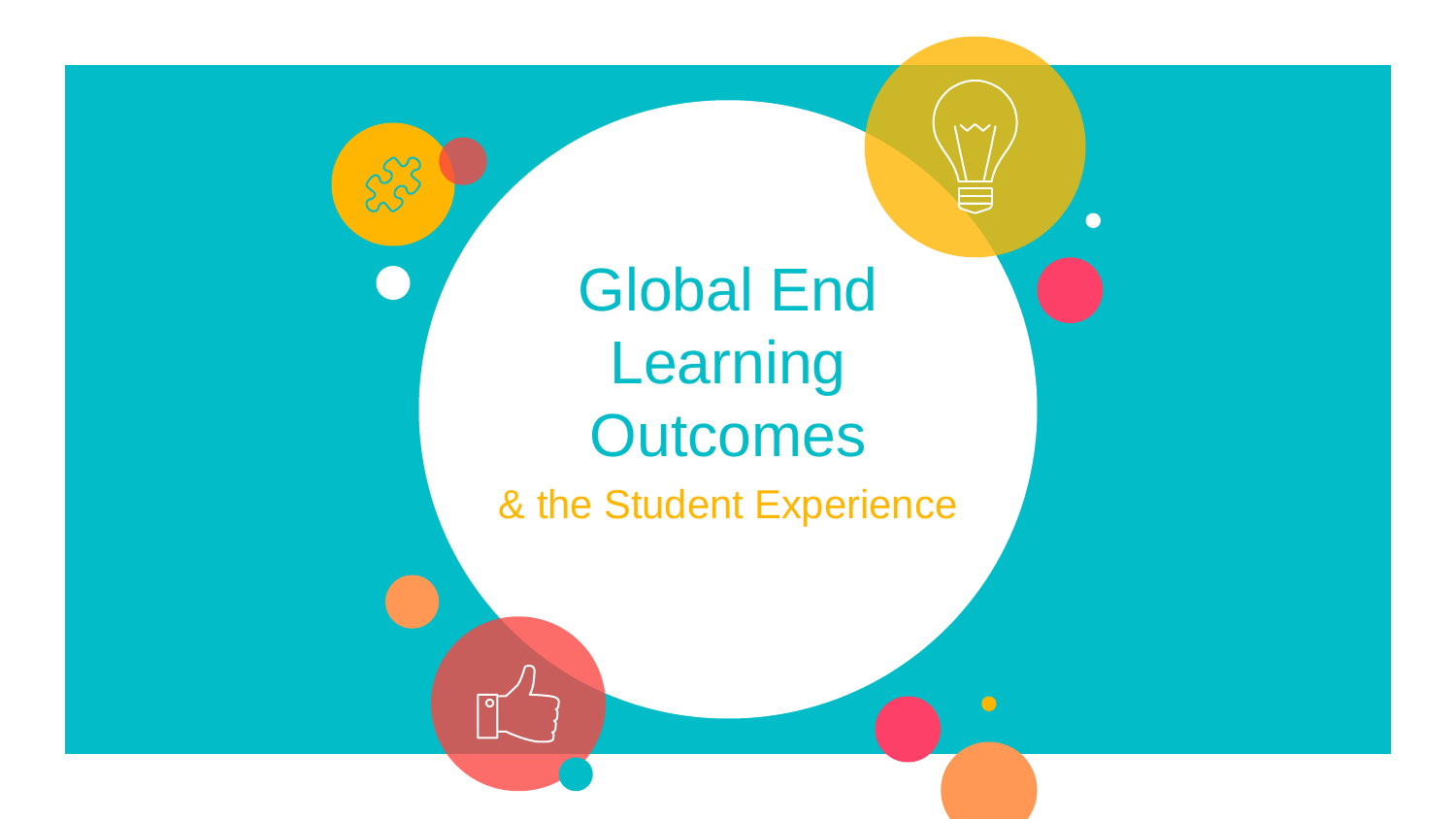# Global End Learning Outcomes

## & the Student Experience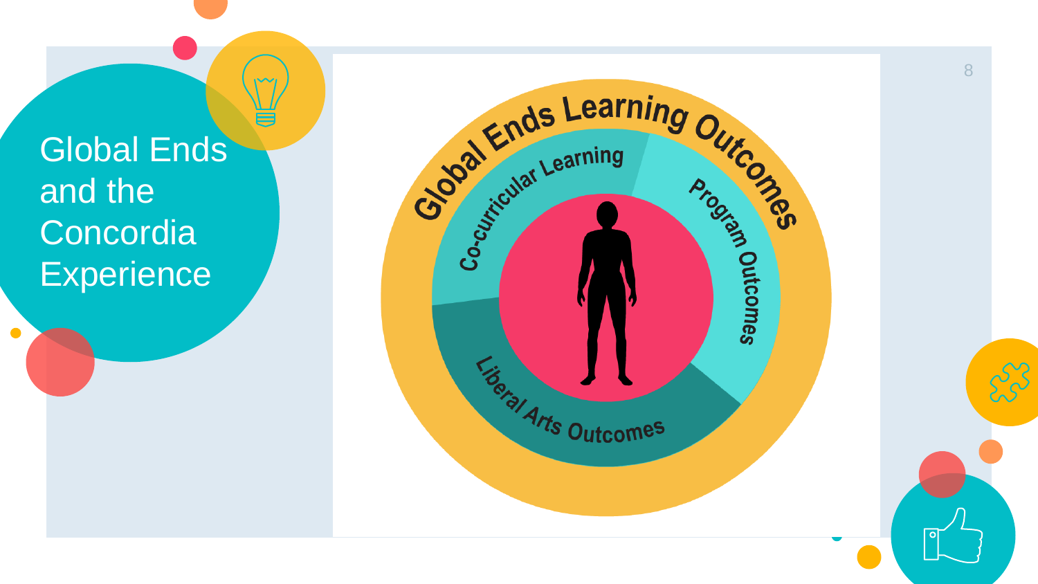# Global Ends and the Concordia Experience

Global Ends Learning Outcomes

Co-curricular Learning

Program Outcomes

Liberal Arts Outcomes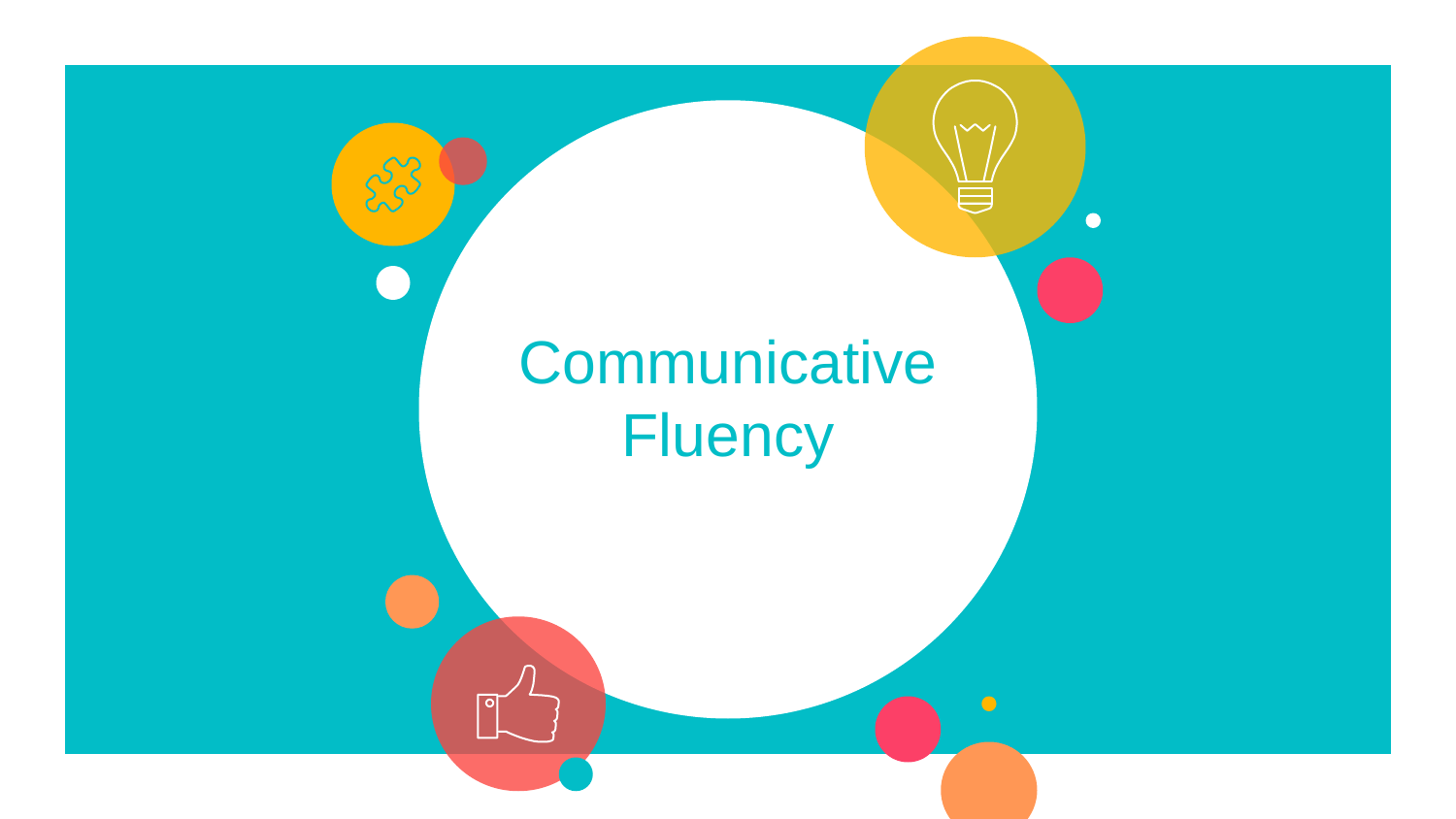# Communicative Fluency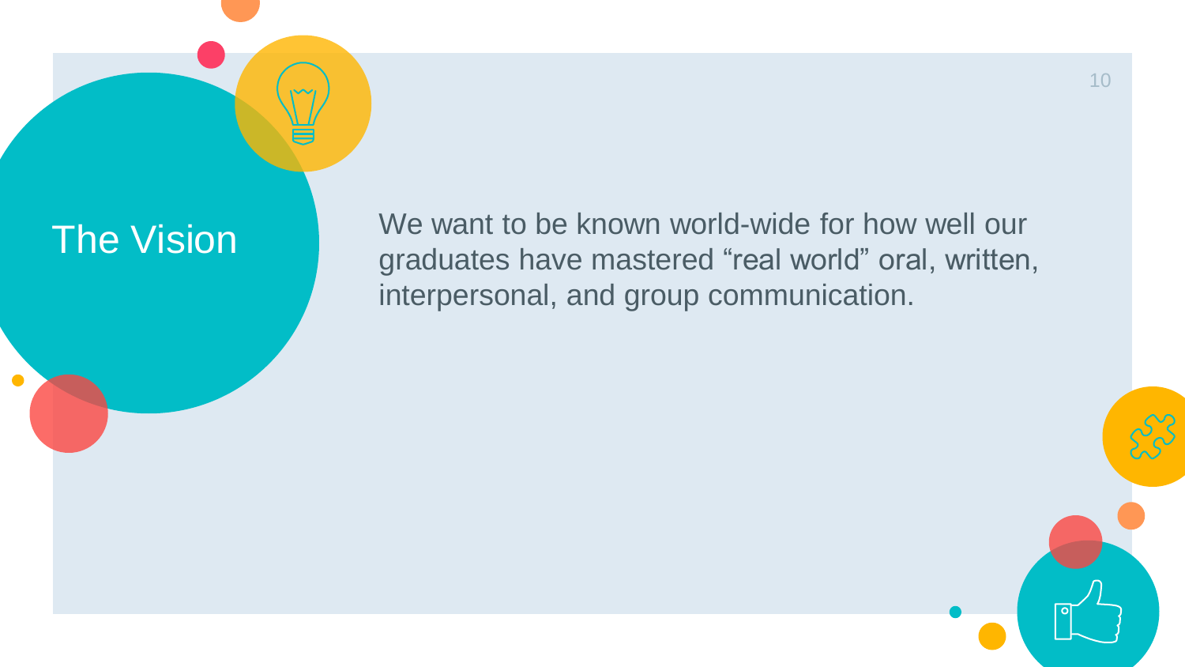# The Vision

We want to be known world-wide for how well our graduates have mastered “real world” oral, written, interpersonal, and group communication.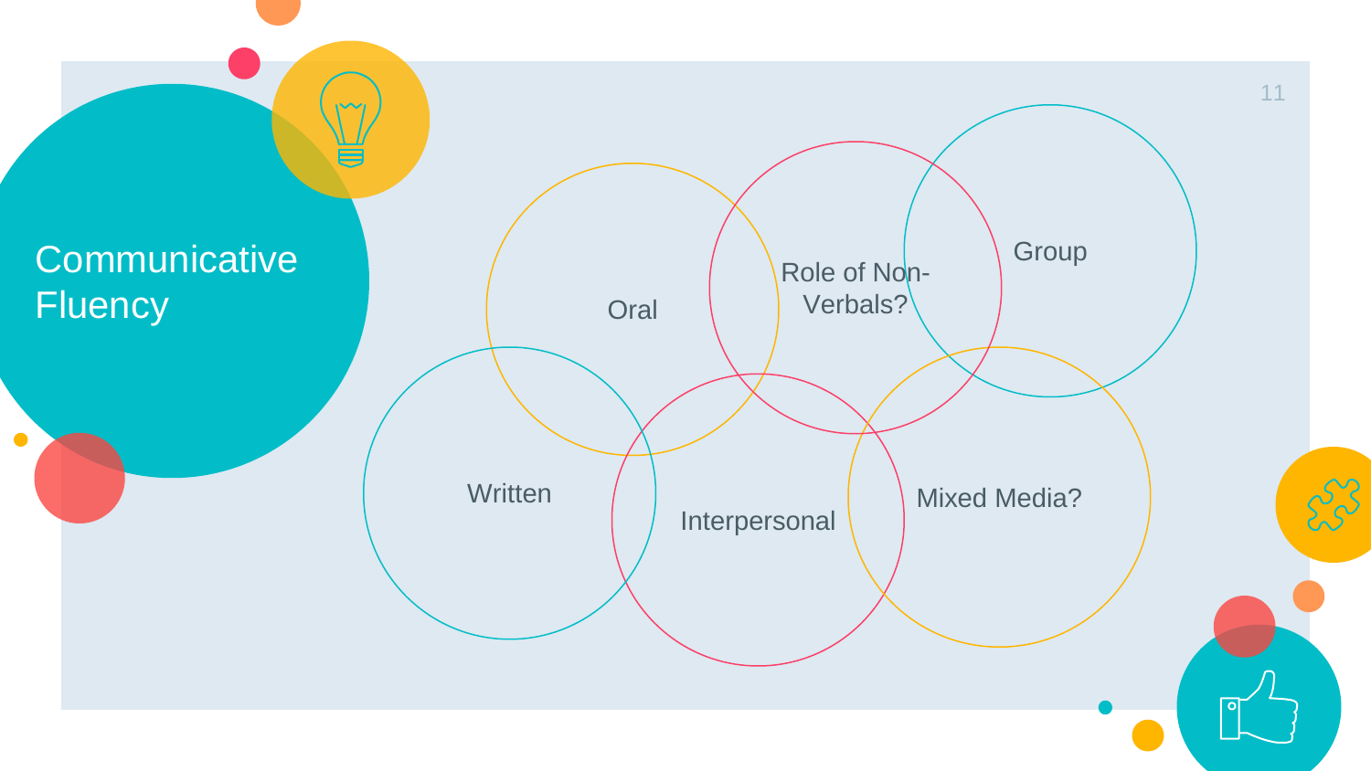# Communicative Fluency

- Oral
- Role of Non-Verbals?
- Group
- Written
- Interpersonal
- Mixed Media?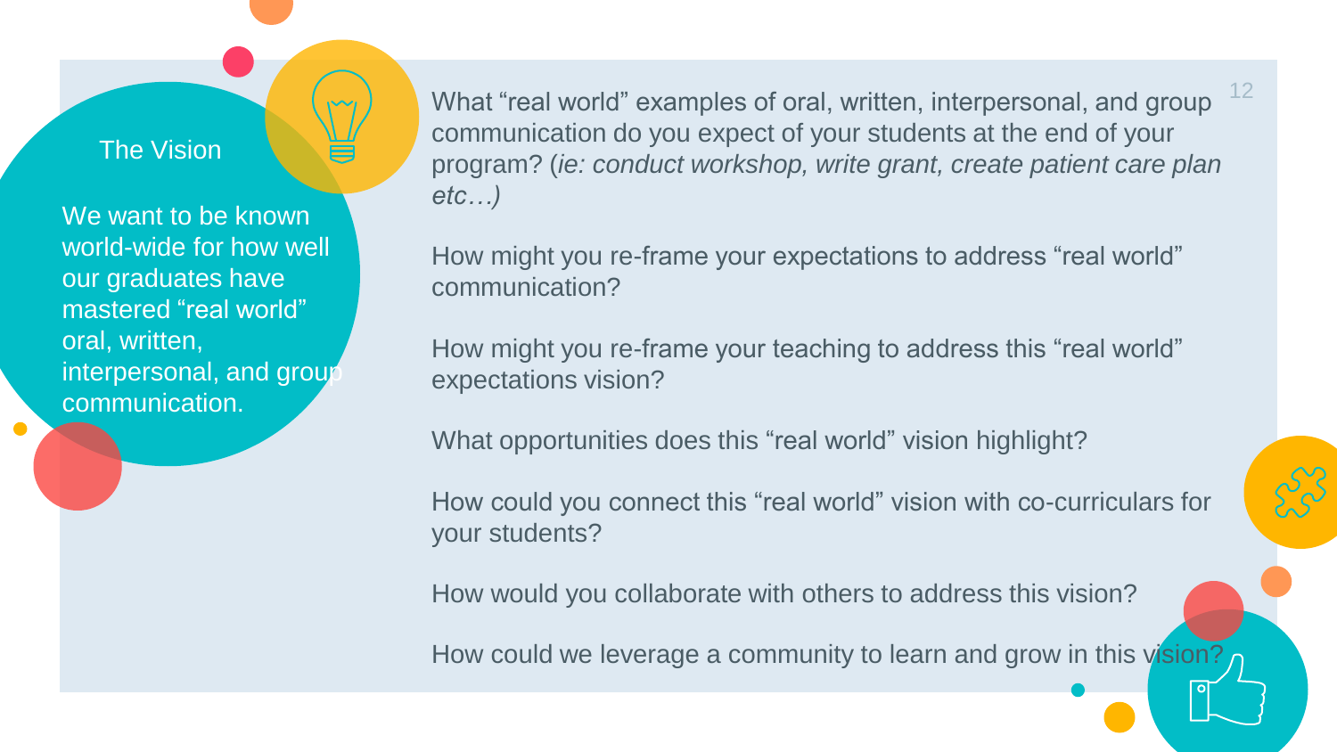## The Vision

We want to be known world-wide for how well our graduates have mastered “real world” oral, written, interpersonal, and group communication.

What “real world” examples of oral, written, interpersonal, and group communication do you expect of your students at the end of your program? (*ie: conduct workshop, write grant, create patient care plan etc…)*

How might you re-frame your expectations to address “real world” communication?

How might you re-frame your teaching to address this “real world” expectations vision?

What opportunities does this “real world” vision highlight?

How could you connect this “real world” vision with co-curriculars for your students?

How would you collaborate with others to address this vision?

How could we leverage a community to learn and grow in this vision?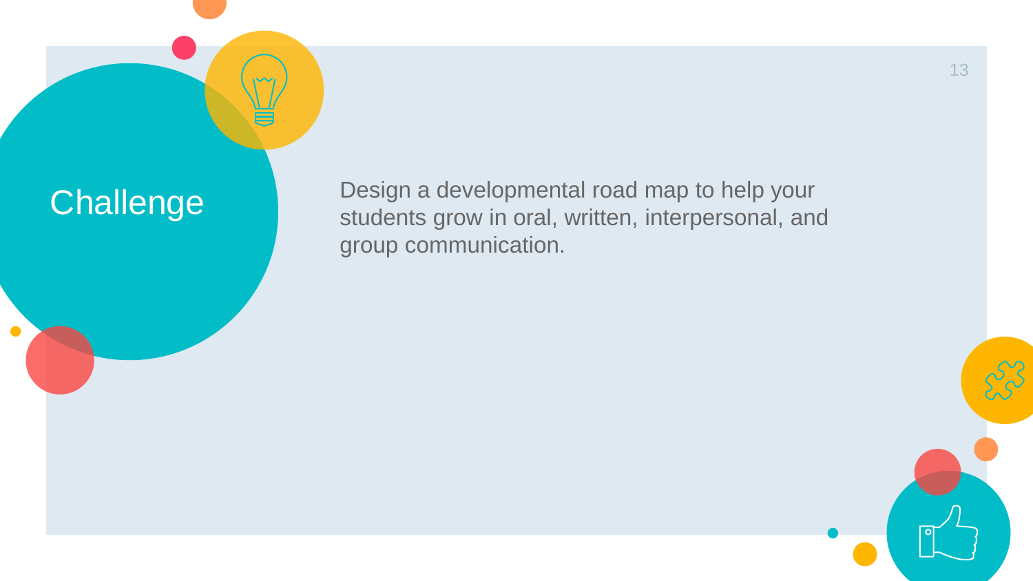# Challenge

Design a developmental road map to help your students grow in oral, written, interpersonal, and group communication.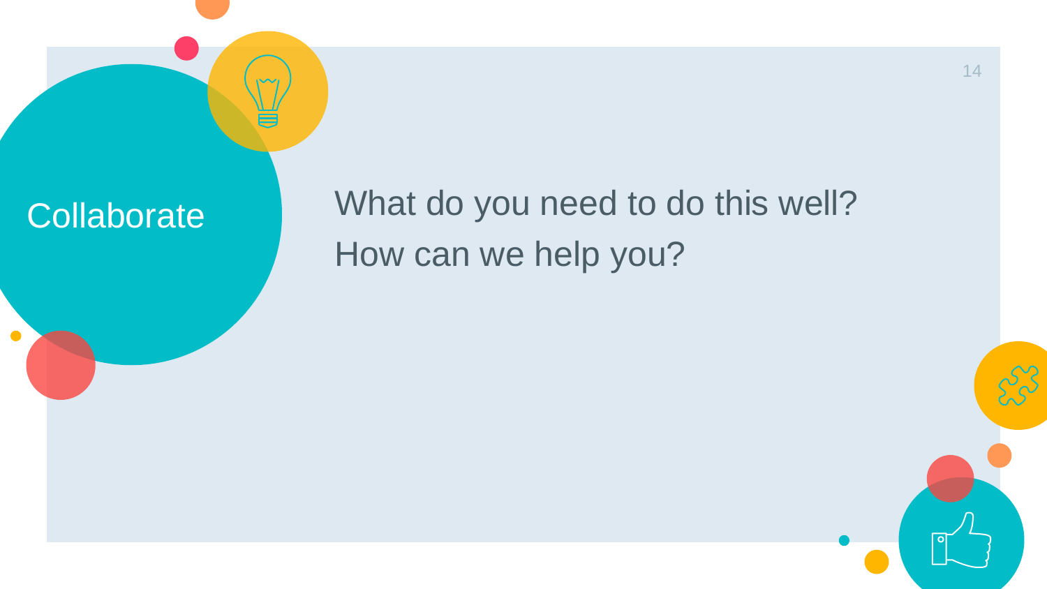# Collaborate

What do you need to do this well?

How can we help you?